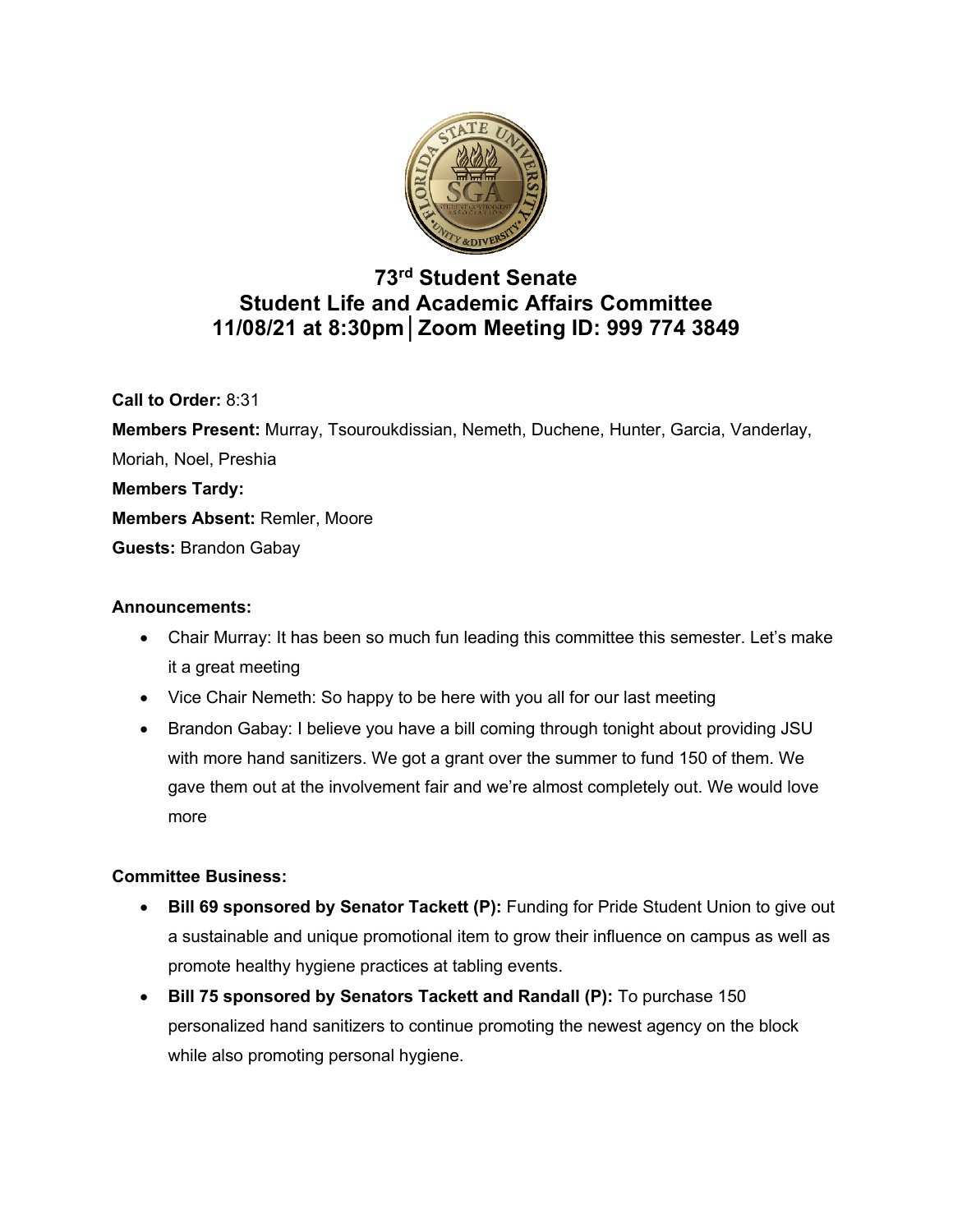# 73rd Student Senate
# Student Life and Academic Affairs Committee
# 11/08/21 at 8:30pm│Zoom Meeting ID: 999 774 3849

**Call to Order:** 8:31

**Members Present:** Murray, Tsouroukdissian, Nemeth, Duchene, Hunter, Garcia, Vanderlay, Moriah, Noel, Preshia

**Members Tardy:**

**Members Absent:** Remler, Moore

**Guests:** Brandon Gabay

**Announcements:**

- Chair Murray: It has been so much fun leading this committee this semester. Let's make it a great meeting
- Vice Chair Nemeth: So happy to be here with you all for our last meeting
- Brandon Gabay: I believe you have a bill coming through tonight about providing JSU with more hand sanitizers. We got a grant over the summer to fund 150 of them. We gave them out at the involvement fair and we're almost completely out. We would love more

**Committee Business:**

- **Bill 69 sponsored by Senator Tackett (P):** Funding for Pride Student Union to give out a sustainable and unique promotional item to grow their influence on campus as well as promote healthy hygiene practices at tabling events.
- **Bill 75 sponsored by Senators Tackett and Randall (P):** To purchase 150 personalized hand sanitizers to continue promoting the newest agency on the block while also promoting personal hygiene.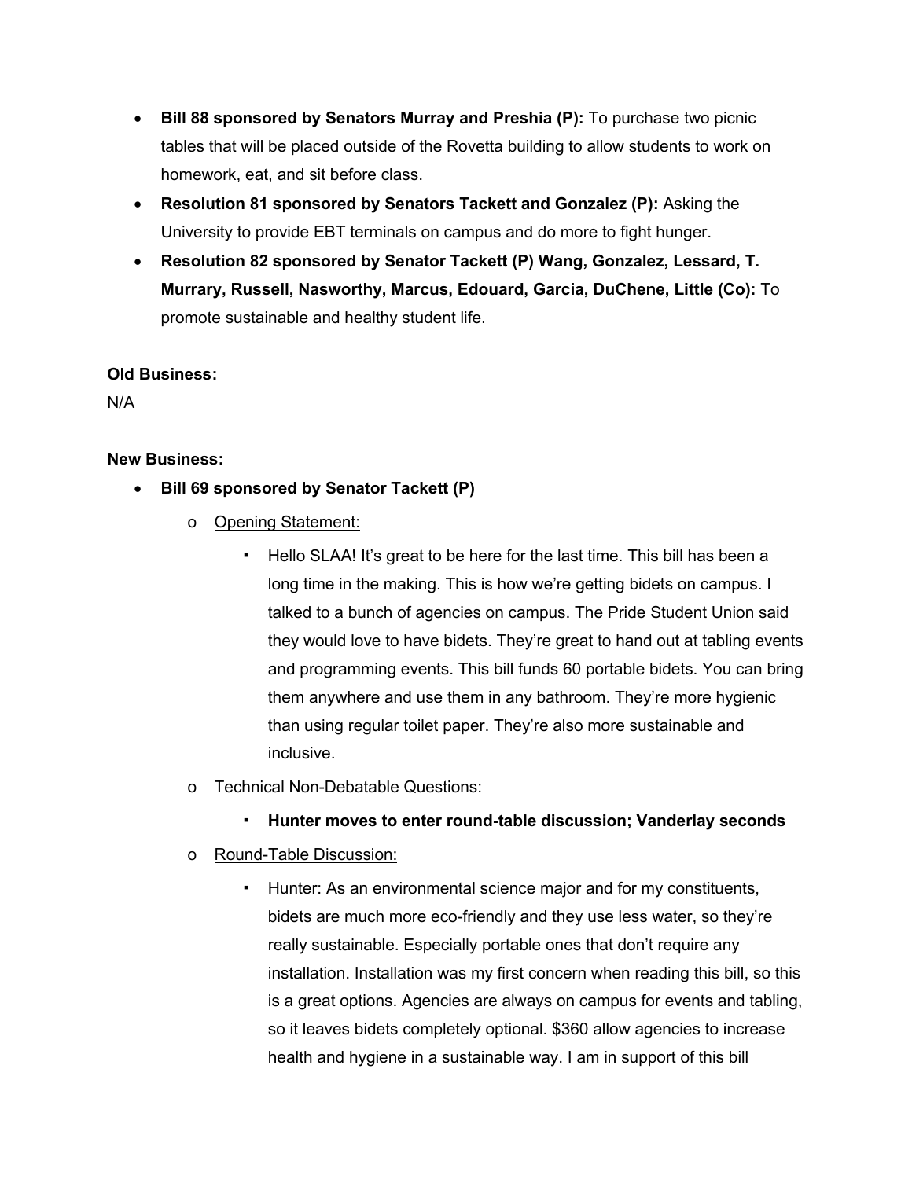- **Bill 88 sponsored by Senators Murray and Preshia (P):** To purchase two picnic tables that will be placed outside of the Rovetta building to allow students to work on homework, eat, and sit before class.
- **Resolution 81 sponsored by Senators Tackett and Gonzalez (P):** Asking the University to provide EBT terminals on campus and do more to fight hunger.
- **Resolution 82 sponsored by Senator Tackett (P) Wang, Gonzalez, Lessard, T. Murrary, Russell, Nasworthy, Marcus, Edouard, Garcia, DuChene, Little (Co):** To promote sustainable and healthy student life.

**Old Business:**

N/A

**New Business:**

- **Bill 69 sponsored by Senator Tackett (P)**
  - Opening Statement:
    - Hello SLAA! It's great to be here for the last time. This bill has been a long time in the making. This is how we're getting bidets on campus. I talked to a bunch of agencies on campus. The Pride Student Union said they would love to have bidets. They're great to hand out at tabling events and programming events. This bill funds 60 portable bidets. You can bring them anywhere and use them in any bathroom. They're more hygienic than using regular toilet paper. They're also more sustainable and inclusive.
  - Technical Non-Debatable Questions:
    - **Hunter moves to enter round-table discussion; Vanderlay seconds**
  - Round-Table Discussion:
    - Hunter: As an environmental science major and for my constituents, bidets are much more eco-friendly and they use less water, so they're really sustainable. Especially portable ones that don't require any installation. Installation was my first concern when reading this bill, so this is a great options. Agencies are always on campus for events and tabling, so it leaves bidets completely optional. $360 allow agencies to increase health and hygiene in a sustainable way. I am in support of this bill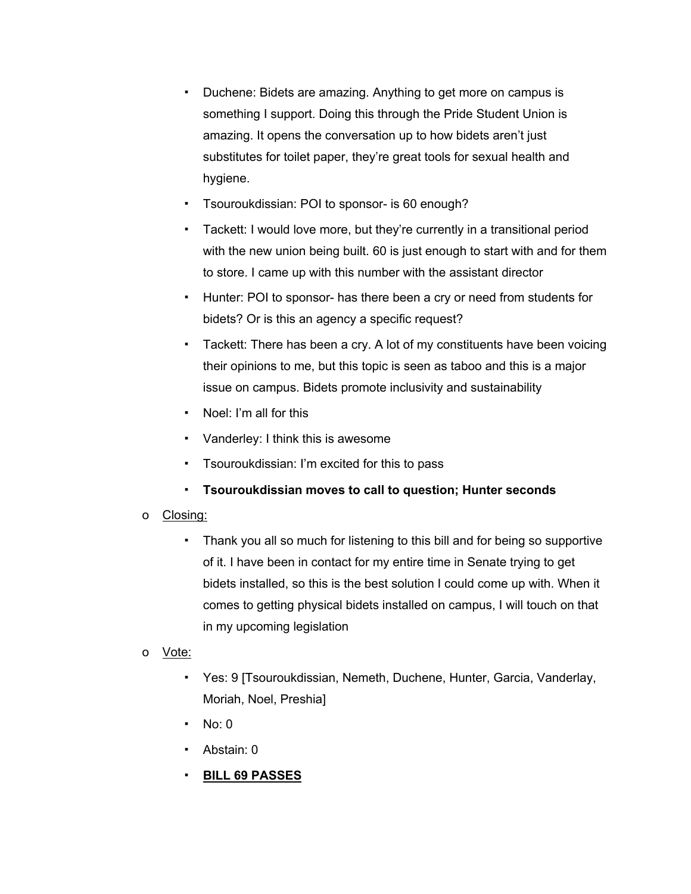- Duchene: Bidets are amazing. Anything to get more on campus is something I support. Doing this through the Pride Student Union is amazing. It opens the conversation up to how bidets aren't just substitutes for toilet paper, they're great tools for sexual health and hygiene.
- Tsouroukdissian: POI to sponsor- is 60 enough?
- Tackett: I would love more, but they're currently in a transitional period with the new union being built. 60 is just enough to start with and for them to store. I came up with this number with the assistant director
- Hunter: POI to sponsor- has there been a cry or need from students for bidets? Or is this an agency a specific request?
- Tackett: There has been a cry. A lot of my constituents have been voicing their opinions to me, but this topic is seen as taboo and this is a major issue on campus. Bidets promote inclusivity and sustainability
- Noel: I'm all for this
- Vanderley: I think this is awesome
- Tsouroukdissian: I'm excited for this to pass
- **Tsouroukdissian moves to call to question; Hunter seconds**

o <u>Closing:</u>

- Thank you all so much for listening to this bill and for being so supportive of it. I have been in contact for my entire time in Senate trying to get bidets installed, so this is the best solution I could come up with. When it comes to getting physical bidets installed on campus, I will touch on that in my upcoming legislation

o <u>Vote:</u>

- Yes: 9 [Tsouroukdissian, Nemeth, Duchene, Hunter, Garcia, Vanderlay, Moriah, Noel, Preshia]
- No: 0
- Abstain: 0
- **<u>BILL 69 PASSES</u>**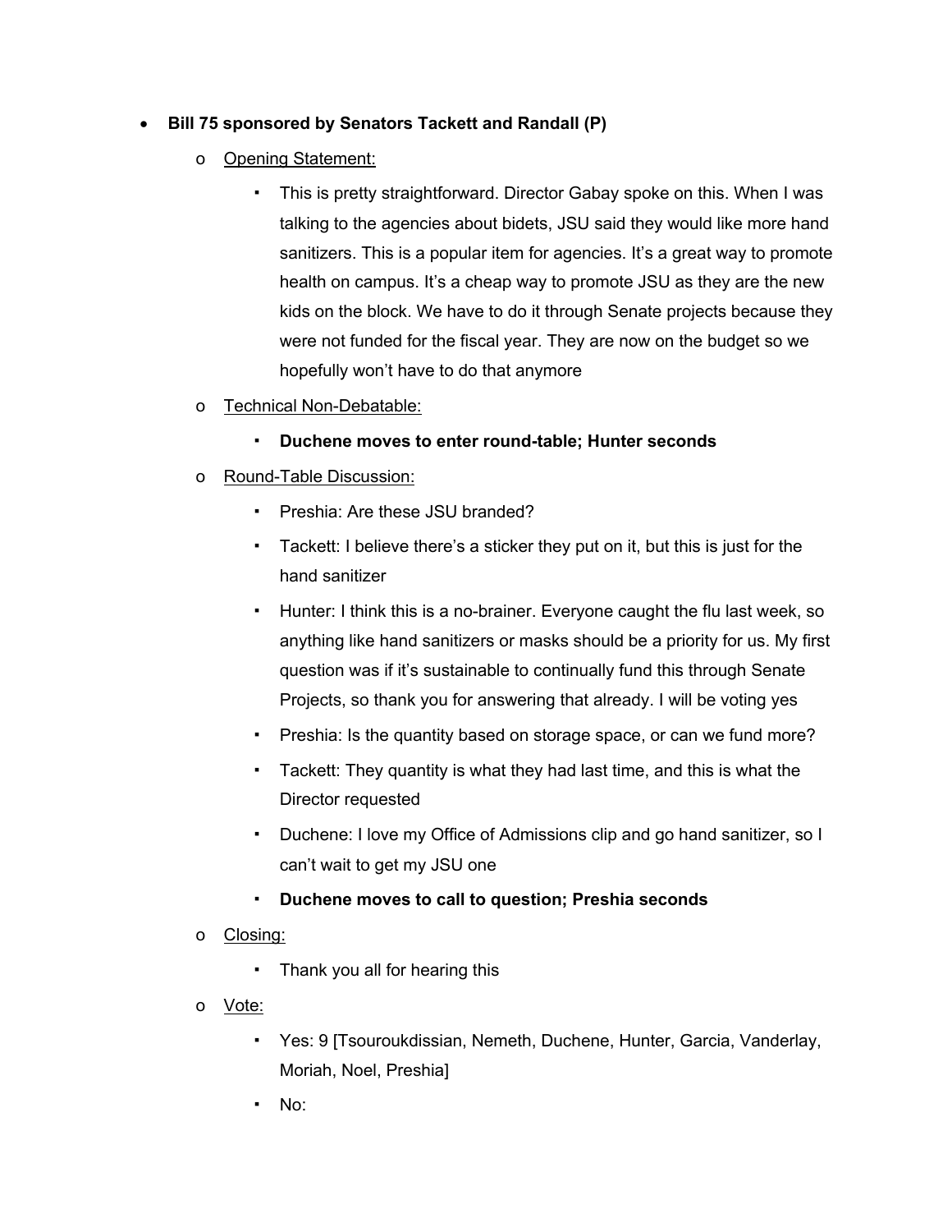- **Bill 75 sponsored by Senators Tackett and Randall (P)**
  - Opening Statement:
    - This is pretty straightforward. Director Gabay spoke on this. When I was talking to the agencies about bidets, JSU said they would like more hand sanitizers. This is a popular item for agencies. It's a great way to promote health on campus. It's a cheap way to promote JSU as they are the new kids on the block. We have to do it through Senate projects because they were not funded for the fiscal year. They are now on the budget so we hopefully won't have to do that anymore
  - Technical Non-Debatable:
    - **Duchene moves to enter round-table; Hunter seconds**
  - Round-Table Discussion:
    - Preshia: Are these JSU branded?
    - Tackett: I believe there's a sticker they put on it, but this is just for the hand sanitizer
    - Hunter: I think this is a no-brainer. Everyone caught the flu last week, so anything like hand sanitizers or masks should be a priority for us. My first question was if it's sustainable to continually fund this through Senate Projects, so thank you for answering that already. I will be voting yes
    - Preshia: Is the quantity based on storage space, or can we fund more?
    - Tackett: They quantity is what they had last time, and this is what the Director requested
    - Duchene: I love my Office of Admissions clip and go hand sanitizer, so I can't wait to get my JSU one
    - **Duchene moves to call to question; Preshia seconds**
  - Closing:
    - Thank you all for hearing this
  - Vote:
    - Yes: 9 [Tsouroukdissian, Nemeth, Duchene, Hunter, Garcia, Vanderlay, Moriah, Noel, Preshia]
    - No: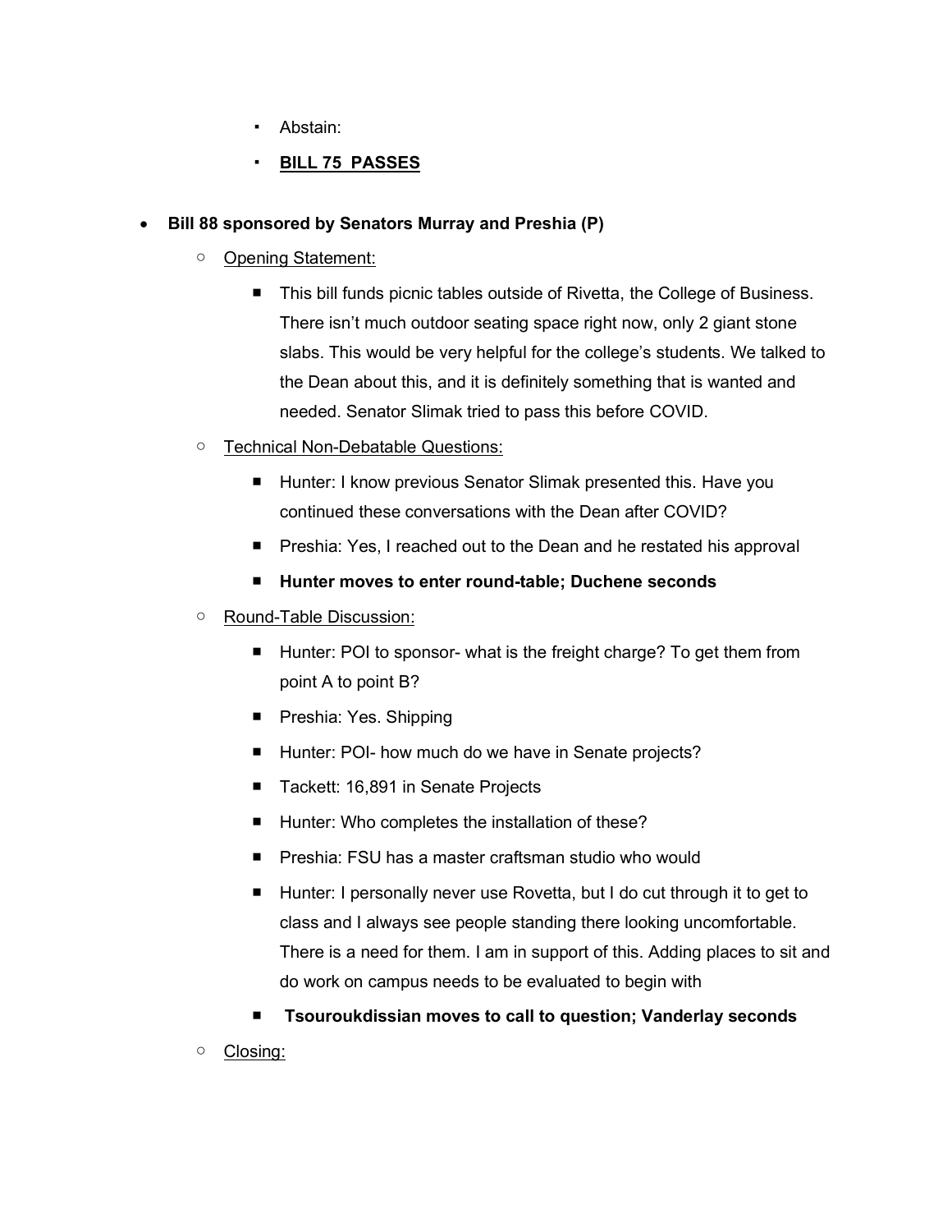- Abstain:
- **BILL 75 PASSES**

- **Bill 88 sponsored by Senators Murray and Preshia (P)**
  - Opening Statement:
    - This bill funds picnic tables outside of Rivetta, the College of Business. There isn't much outdoor seating space right now, only 2 giant stone slabs. This would be very helpful for the college's students. We talked to the Dean about this, and it is definitely something that is wanted and needed. Senator Slimak tried to pass this before COVID.
  - Technical Non-Debatable Questions:
    - Hunter: I know previous Senator Slimak presented this. Have you continued these conversations with the Dean after COVID?
    - Preshia: Yes, I reached out to the Dean and he restated his approval
    - **Hunter moves to enter round-table; Duchene seconds**
  - Round-Table Discussion:
    - Hunter: POI to sponsor- what is the freight charge? To get them from point A to point B?
    - Preshia: Yes. Shipping
    - Hunter: POI- how much do we have in Senate projects?
    - Tackett: 16,891 in Senate Projects
    - Hunter: Who completes the installation of these?
    - Preshia: FSU has a master craftsman studio who would
    - Hunter: I personally never use Rovetta, but I do cut through it to get to class and I always see people standing there looking uncomfortable. There is a need for them. I am in support of this. Adding places to sit and do work on campus needs to be evaluated to begin with
    - **Tsouroukdissian moves to call to question; Vanderlay seconds**
  - Closing: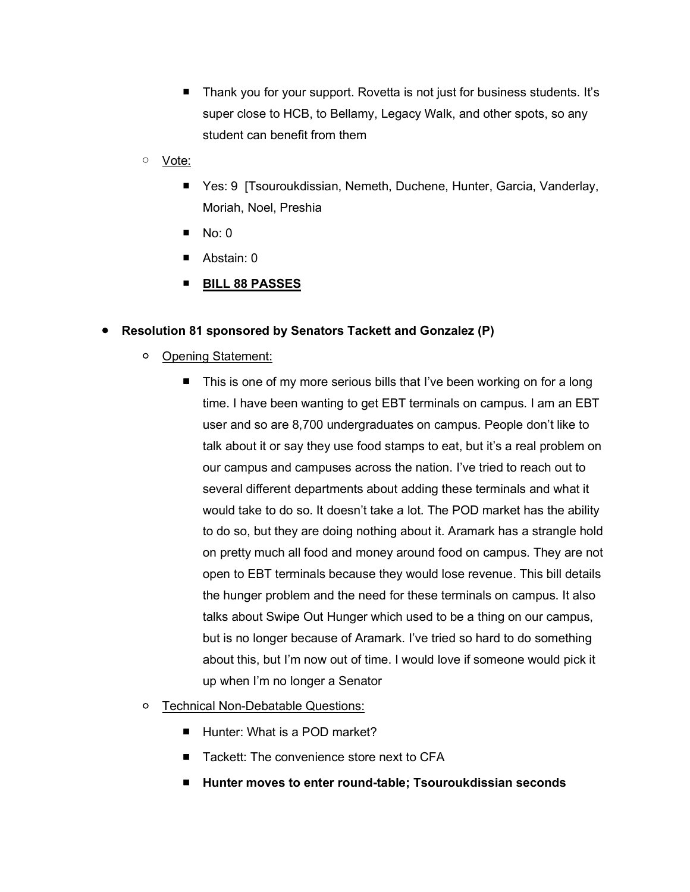- Thank you for your support. Rovetta is not just for business students. It's super close to HCB, to Bellamy, Legacy Walk, and other spots, so any student can benefit from them
  - Vote:
    - Yes: 9 [Tsouroukdissian, Nemeth, Duchene, Hunter, Garcia, Vanderlay, Moriah, Noel, Preshia
    - No: 0
    - Abstain: 0
    - **BILL 88 PASSES**

- **Resolution 81 sponsored by Senators Tackett and Gonzalez (P)**
  - Opening Statement:
    - This is one of my more serious bills that I've been working on for a long time. I have been wanting to get EBT terminals on campus. I am an EBT user and so are 8,700 undergraduates on campus. People don't like to talk about it or say they use food stamps to eat, but it's a real problem on our campus and campuses across the nation. I've tried to reach out to several different departments about adding these terminals and what it would take to do so. It doesn't take a lot. The POD market has the ability to do so, but they are doing nothing about it. Aramark has a strangle hold on pretty much all food and money around food on campus. They are not open to EBT terminals because they would lose revenue. This bill details the hunger problem and the need for these terminals on campus. It also talks about Swipe Out Hunger which used to be a thing on our campus, but is no longer because of Aramark. I've tried so hard to do something about this, but I'm now out of time. I would love if someone would pick it up when I'm no longer a Senator
  - Technical Non-Debatable Questions:
    - Hunter: What is a POD market?
    - Tackett: The convenience store next to CFA
    - **Hunter moves to enter round-table; Tsouroukdissian seconds**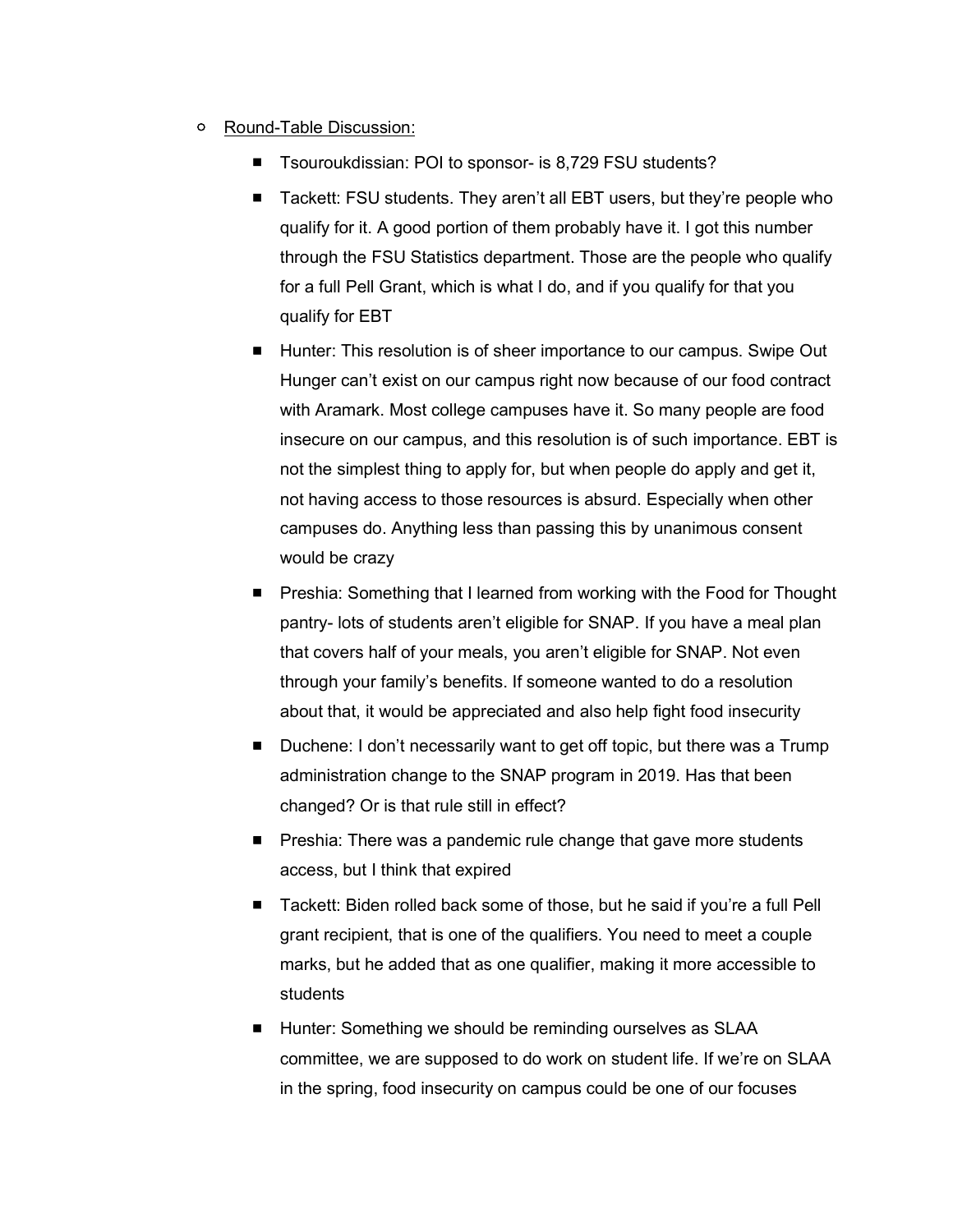- Round-Table Discussion:
  - Tsouroukdissian: POI to sponsor- is 8,729 FSU students?
  - Tackett: FSU students. They aren't all EBT users, but they're people who qualify for it. A good portion of them probably have it. I got this number through the FSU Statistics department. Those are the people who qualify for a full Pell Grant, which is what I do, and if you qualify for that you qualify for EBT
  - Hunter: This resolution is of sheer importance to our campus. Swipe Out Hunger can't exist on our campus right now because of our food contract with Aramark. Most college campuses have it. So many people are food insecure on our campus, and this resolution is of such importance. EBT is not the simplest thing to apply for, but when people do apply and get it, not having access to those resources is absurd. Especially when other campuses do. Anything less than passing this by unanimous consent would be crazy
  - Preshia: Something that I learned from working with the Food for Thought pantry- lots of students aren't eligible for SNAP. If you have a meal plan that covers half of your meals, you aren't eligible for SNAP. Not even through your family's benefits. If someone wanted to do a resolution about that, it would be appreciated and also help fight food insecurity
  - Duchene: I don't necessarily want to get off topic, but there was a Trump administration change to the SNAP program in 2019. Has that been changed? Or is that rule still in effect?
  - Preshia: There was a pandemic rule change that gave more students access, but I think that expired
  - Tackett: Biden rolled back some of those, but he said if you're a full Pell grant recipient, that is one of the qualifiers. You need to meet a couple marks, but he added that as one qualifier, making it more accessible to students
  - Hunter: Something we should be reminding ourselves as SLAA committee, we are supposed to do work on student life. If we're on SLAA in the spring, food insecurity on campus could be one of our focuses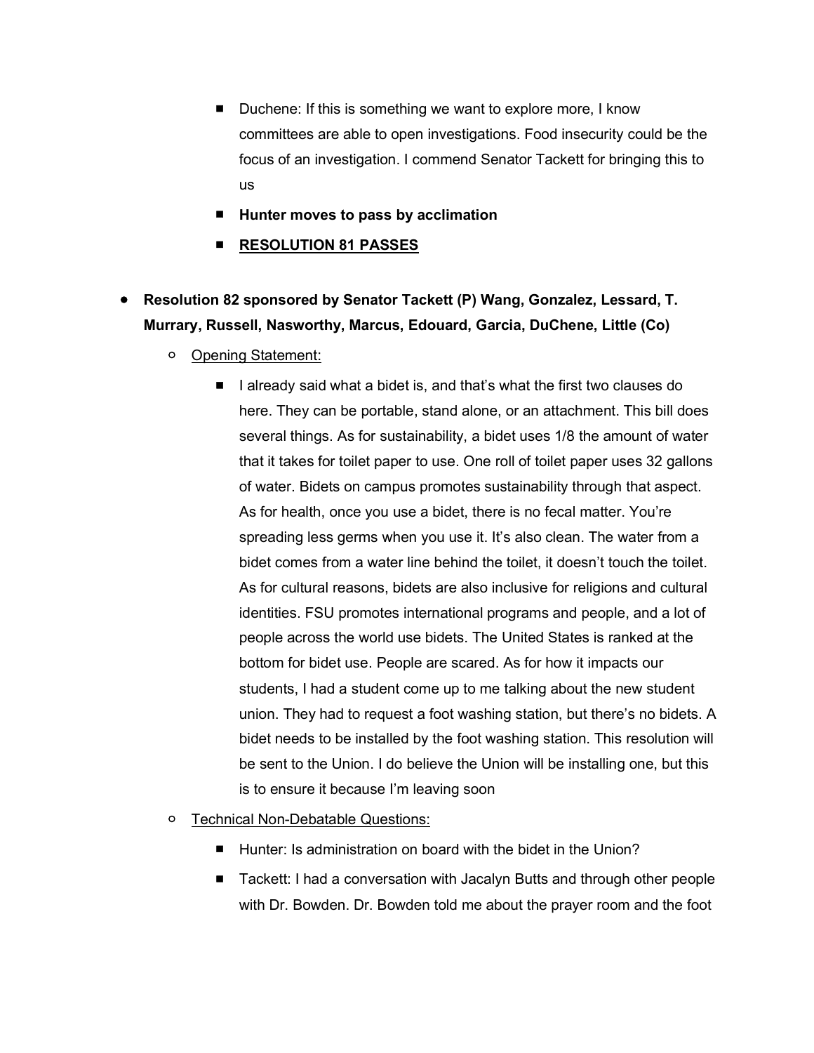- Duchene: If this is something we want to explore more, I know committees are able to open investigations. Food insecurity could be the focus of an investigation. I commend Senator Tackett for bringing this to us
    - **Hunter moves to pass by acclimation**
    - **<u>RESOLUTION 81 PASSES</u>**

- **Resolution 82 sponsored by Senator Tackett (P) Wang, Gonzalez, Lessard, T. Murrary, Russell, Nasworthy, Marcus, Edouard, Garcia, DuChene, Little (Co)**
  - <u>Opening Statement:</u>
    - I already said what a bidet is, and that's what the first two clauses do here. They can be portable, stand alone, or an attachment. This bill does several things. As for sustainability, a bidet uses 1/8 the amount of water that it takes for toilet paper to use. One roll of toilet paper uses 32 gallons of water. Bidets on campus promotes sustainability through that aspect. As for health, once you use a bidet, there is no fecal matter. You're spreading less germs when you use it. It's also clean. The water from a bidet comes from a water line behind the toilet, it doesn't touch the toilet. As for cultural reasons, bidets are also inclusive for religions and cultural identities. FSU promotes international programs and people, and a lot of people across the world use bidets. The United States is ranked at the bottom for bidet use. People are scared. As for how it impacts our students, I had a student come up to me talking about the new student union. They had to request a foot washing station, but there's no bidets. A bidet needs to be installed by the foot washing station. This resolution will be sent to the Union. I do believe the Union will be installing one, but this is to ensure it because I'm leaving soon
  - <u>Technical Non-Debatable Questions:</u>
    - Hunter: Is administration on board with the bidet in the Union?
    - Tackett: I had a conversation with Jacalyn Butts and through other people with Dr. Bowden. Dr. Bowden told me about the prayer room and the foot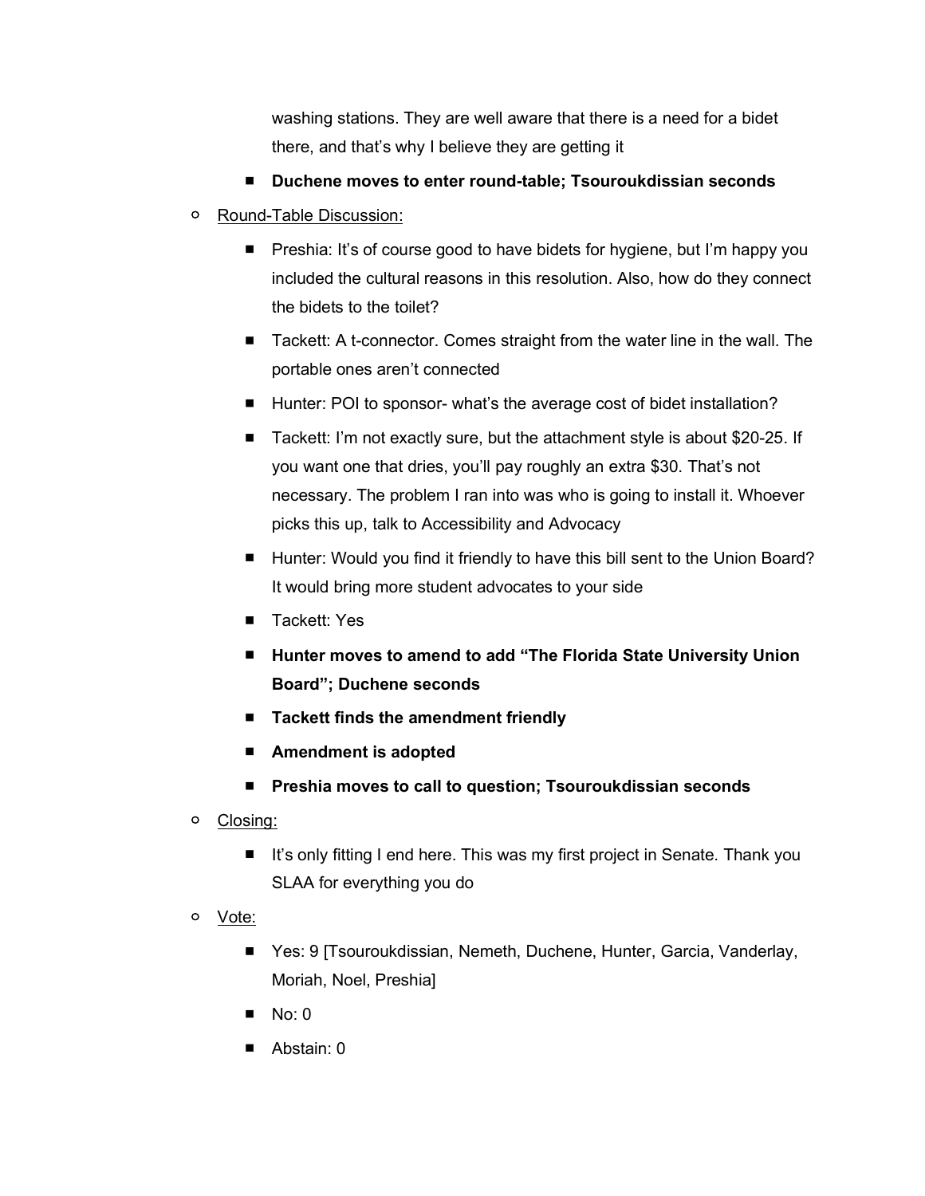washing stations. They are well aware that there is a need for a bidet there, and that's why I believe they are getting it

  - **Duchene moves to enter round-table; Tsouroukdissian seconds**

- Round-Table Discussion:
  - Preshia: It's of course good to have bidets for hygiene, but I'm happy you included the cultural reasons in this resolution. Also, how do they connect the bidets to the toilet?
  - Tackett: A t-connector. Comes straight from the water line in the wall. The portable ones aren't connected
  - Hunter: POI to sponsor- what's the average cost of bidet installation?
  - Tackett: I'm not exactly sure, but the attachment style is about $20-25. If you want one that dries, you'll pay roughly an extra $30. That's not necessary. The problem I ran into was who is going to install it. Whoever picks this up, talk to Accessibility and Advocacy
  - Hunter: Would you find it friendly to have this bill sent to the Union Board? It would bring more student advocates to your side
  - Tackett: Yes
  - **Hunter moves to amend to add "The Florida State University Union Board"; Duchene seconds**
  - **Tackett finds the amendment friendly**
  - **Amendment is adopted**
  - **Preshia moves to call to question; Tsouroukdissian seconds**
- Closing:
  - It's only fitting I end here. This was my first project in Senate. Thank you SLAA for everything you do
- Vote:
  - Yes: 9 [Tsouroukdissian, Nemeth, Duchene, Hunter, Garcia, Vanderlay, Moriah, Noel, Preshia]
  - No: 0
  - Abstain: 0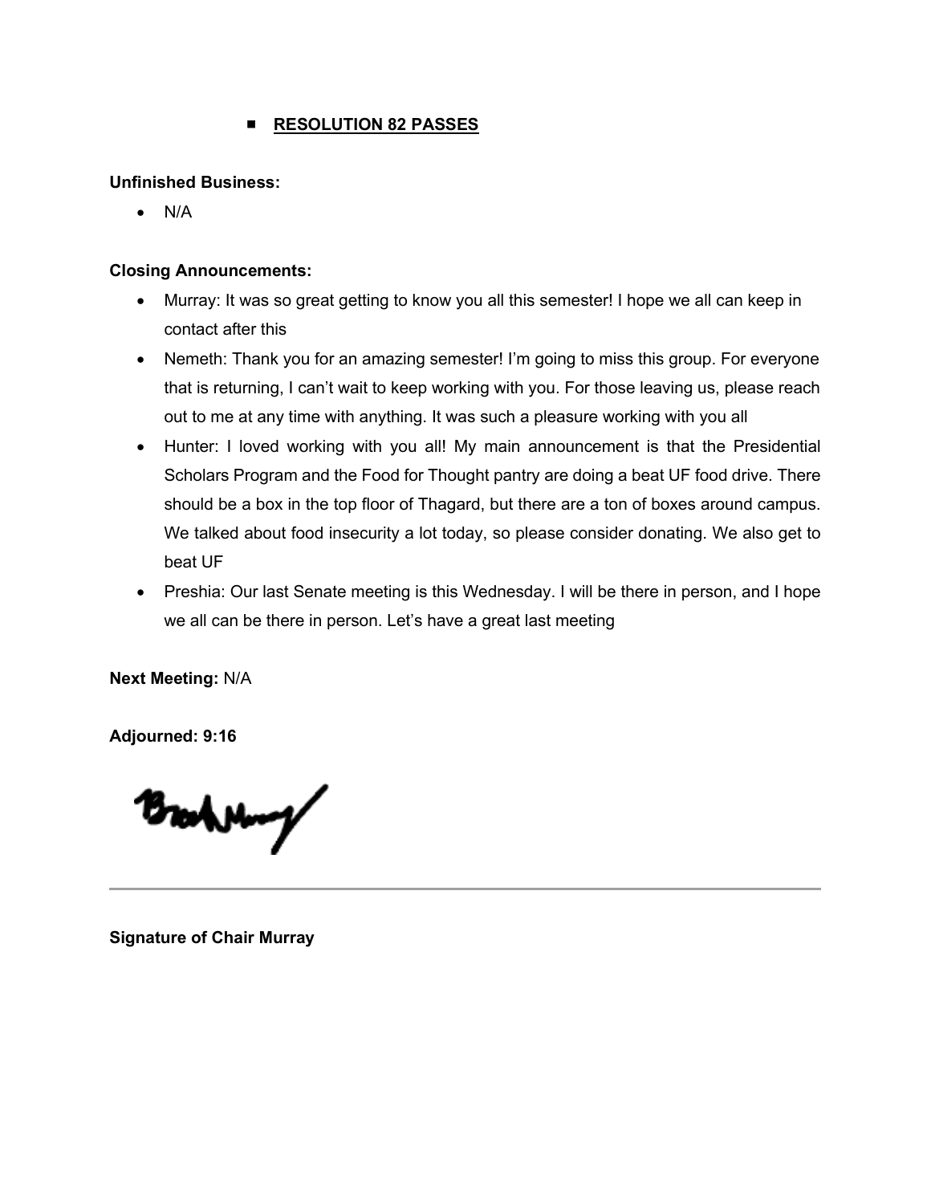- **RESOLUTION 82 PASSES**

**Unfinished Business:**

- N/A

**Closing Announcements:**

- Murray: It was so great getting to know you all this semester! I hope we all can keep in contact after this
- Nemeth: Thank you for an amazing semester! I'm going to miss this group. For everyone that is returning, I can't wait to keep working with you. For those leaving us, please reach out to me at any time with anything. It was such a pleasure working with you all
- Hunter: I loved working with you all! My main announcement is that the Presidential Scholars Program and the Food for Thought pantry are doing a beat UF food drive. There should be a box in the top floor of Thagard, but there are a ton of boxes around campus. We talked about food insecurity a lot today, so please consider donating. We also get to beat UF
- Preshia: Our last Senate meeting is this Wednesday. I will be there in person, and I hope we all can be there in person. Let's have a great last meeting

**Next Meeting:** N/A

**Adjourned: 9:16**

---

**Signature of Chair Murray**